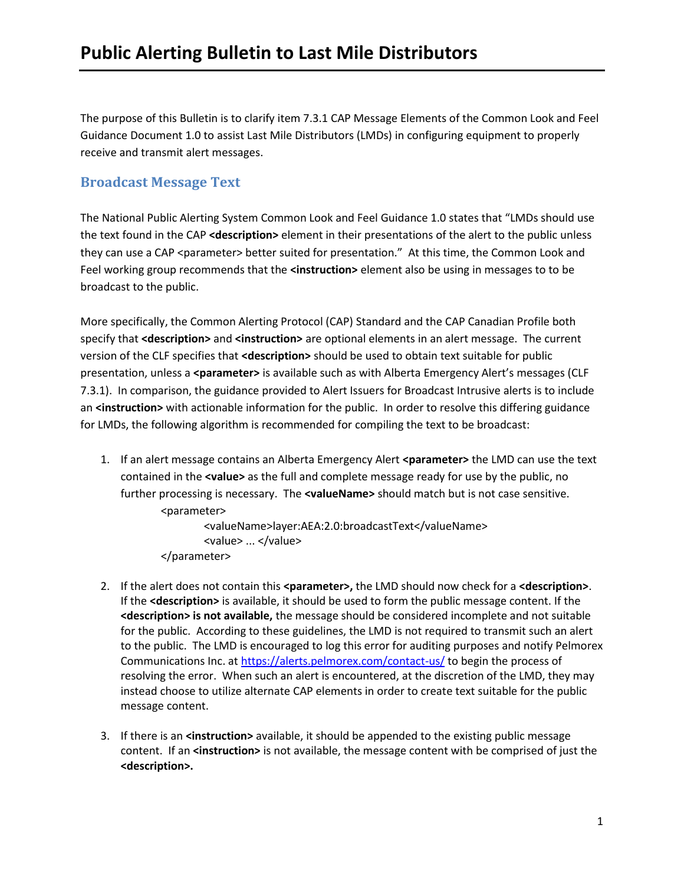# Public Alerting Bulletin to Last Mile Distributors

The purpose of this Bulletin is to clarify item 7.3.1 CAP Message Elements of the Common Look and Feel Guidance Document 1.0 to assist Last Mile Distributors (LMDs) in configuring equipment to properly receive and transmit alert messages.

## Broadcast Message Text

The National Public Alerting System Common Look and Feel Guidance 1.0 states that "LMDs should use the text found in the CAP **<description>** element in their presentations of the alert to the public unless they can use a CAP <parameter> better suited for presentation." At this time, the Common Look and Feel working group recommends that the **<instruction>** element also be using in messages to to be broadcast to the public.

More specifically, the Common Alerting Protocol (CAP) Standard and the CAP Canadian Profile both specify that **<description>** and **<instruction>** are optional elements in an alert message. The current version of the CLF specifies that **<description>** should be used to obtain text suitable for public presentation, unless a **<parameter>** is available such as with Alberta Emergency Alert's messages (CLF 7.3.1). In comparison, the guidance provided to Alert Issuers for Broadcast Intrusive alerts is to include an **<instruction>** with actionable information for the public. In order to resolve this differing guidance for LMDs, the following algorithm is recommended for compiling the text to be broadcast:

1. If an alert message contains an Alberta Emergency Alert **<parameter>** the LMD can use the text contained in the **<value>** as the full and complete message ready for use by the public, no further processing is necessary. The **<valueName>** should match but is not case sensitive.

   ```
   <parameter>
       <valueName>layer:AEA:2.0:broadcastText</valueName>
       <value> ... </value>
   </parameter>
   ```

2. If the alert does not contain this **<parameter>,** the LMD should now check for a **<description>**. If the **<description>** is available, it should be used to form the public message content. If the **<description> is not available,** the message should be considered incomplete and not suitable for the public. According to these guidelines, the LMD is not required to transmit such an alert to the public. The LMD is encouraged to log this error for auditing purposes and notify Pelmorex Communications Inc. at https://alerts.pelmorex.com/contact-us/ to begin the process of resolving the error. When such an alert is encountered, at the discretion of the LMD, they may instead choose to utilize alternate CAP elements in order to create text suitable for the public message content.

3. If there is an **<instruction>** available, it should be appended to the existing public message content. If an **<instruction>** is not available, the message content with be comprised of just the **<description>.**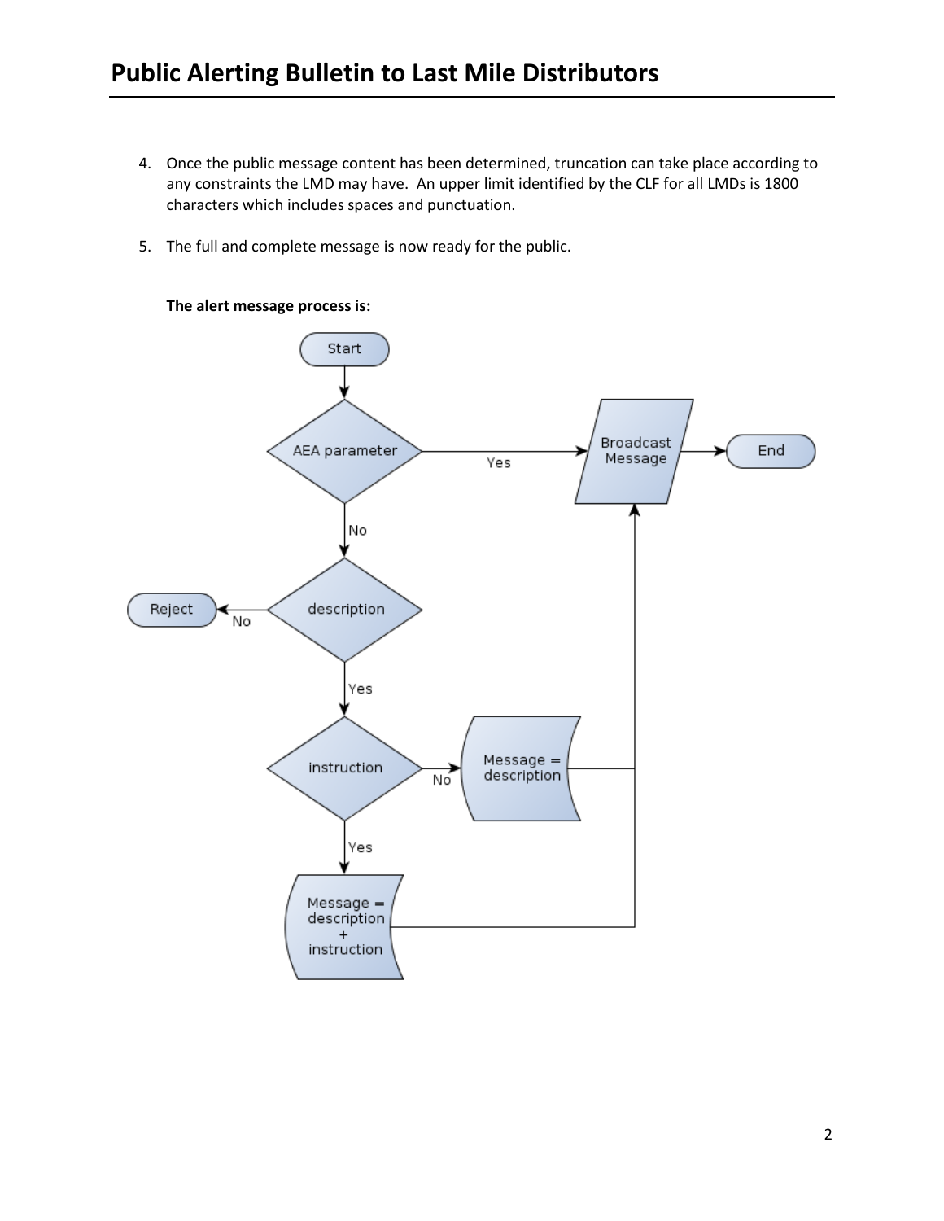4. Once the public message content has been determined, truncation can take place according to any constraints the LMD may have. An upper limit identified by the CLF for all LMDs is 1800 characters which includes spaces and punctuation.

5. The full and complete message is now ready for the public.

**The alert message process is:**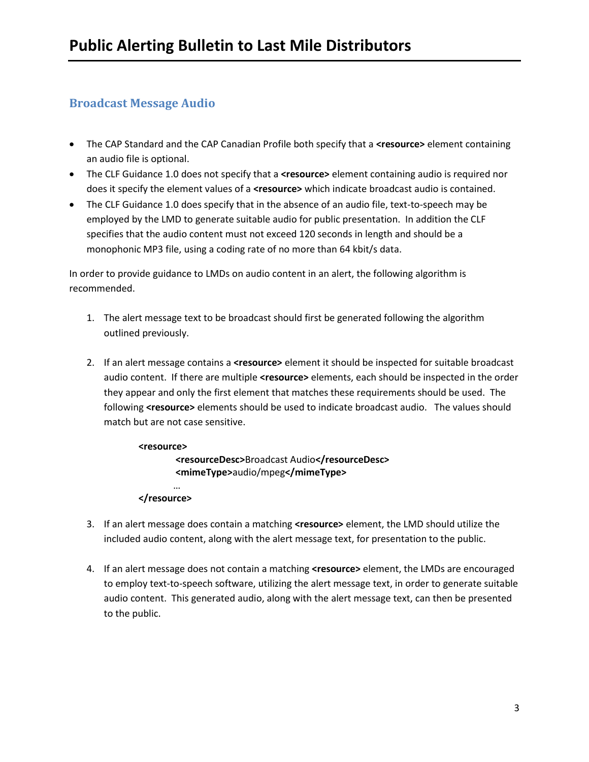## Broadcast Message Audio

- The CAP Standard and the CAP Canadian Profile both specify that a **<resource>** element containing an audio file is optional.
- The CLF Guidance 1.0 does not specify that a **<resource>** element containing audio is required nor does it specify the element values of a **<resource>** which indicate broadcast audio is contained.
- The CLF Guidance 1.0 does specify that in the absence of an audio file, text-to-speech may be employed by the LMD to generate suitable audio for public presentation. In addition the CLF specifies that the audio content must not exceed 120 seconds in length and should be a monophonic MP3 file, using a coding rate of no more than 64 kbit/s data.

In order to provide guidance to LMDs on audio content in an alert, the following algorithm is recommended.

1. The alert message text to be broadcast should first be generated following the algorithm outlined previously.

2. If an alert message contains a **<resource>** element it should be inspected for suitable broadcast audio content. If there are multiple **<resource>** elements, each should be inspected in the order they appear and only the first element that matches these requirements should be used. The following **<resource>** elements should be used to indicate broadcast audio. The values should match but are not case sensitive.

    ```
    <resource>
        <resourceDesc>Broadcast Audio</resourceDesc>
        <mimeType>audio/mpeg</mimeType>
        …
    </resource>
    ```

3. If an alert message does contain a matching **<resource>** element, the LMD should utilize the included audio content, along with the alert message text, for presentation to the public.

4. If an alert message does not contain a matching **<resource>** element, the LMDs are encouraged to employ text-to-speech software, utilizing the alert message text, in order to generate suitable audio content. This generated audio, along with the alert message text, can then be presented to the public.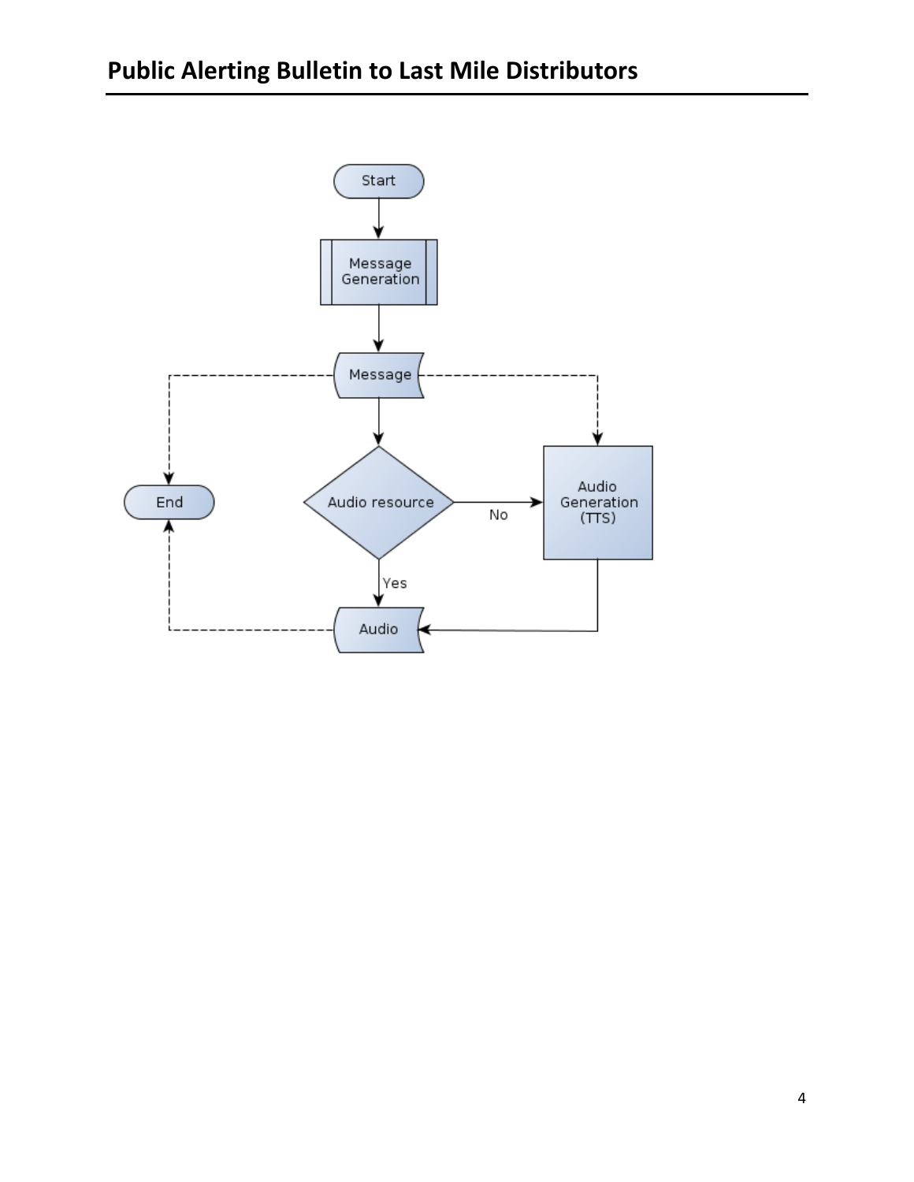# Public Alerting Bulletin to Last Mile Distributors

Start

Message Generation

Message

Audio resource

No

Yes

Audio Generation (TTS)

Audio

End